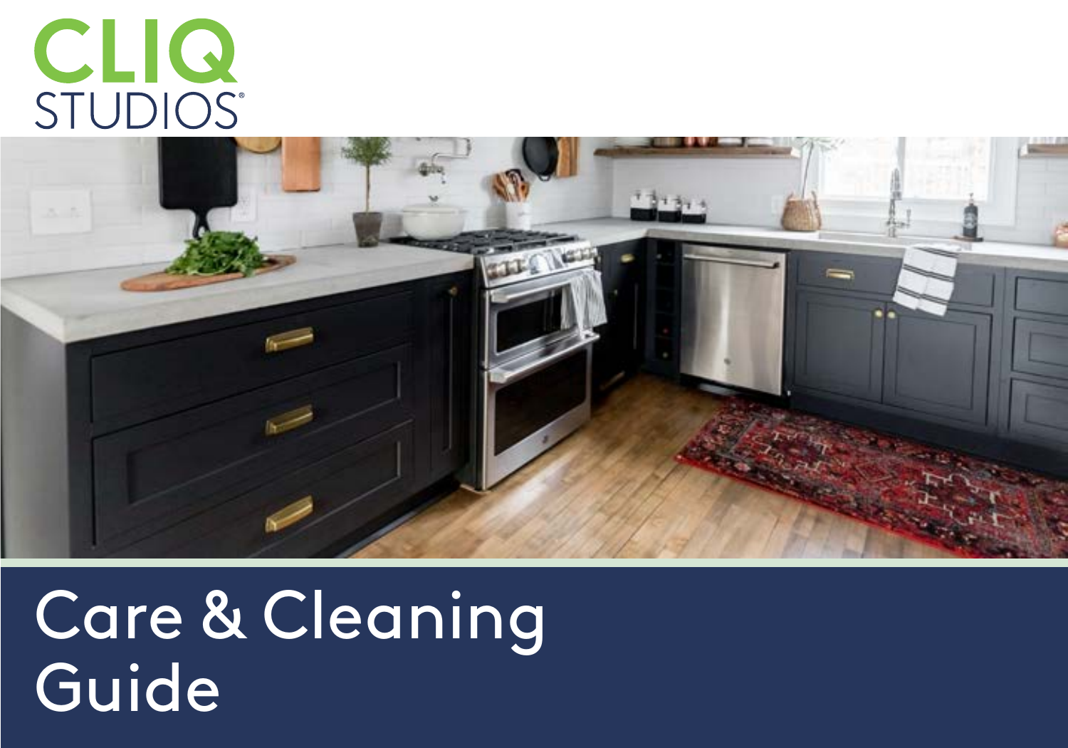CLIQ STUDIOS®

# Care & Cleaning Guide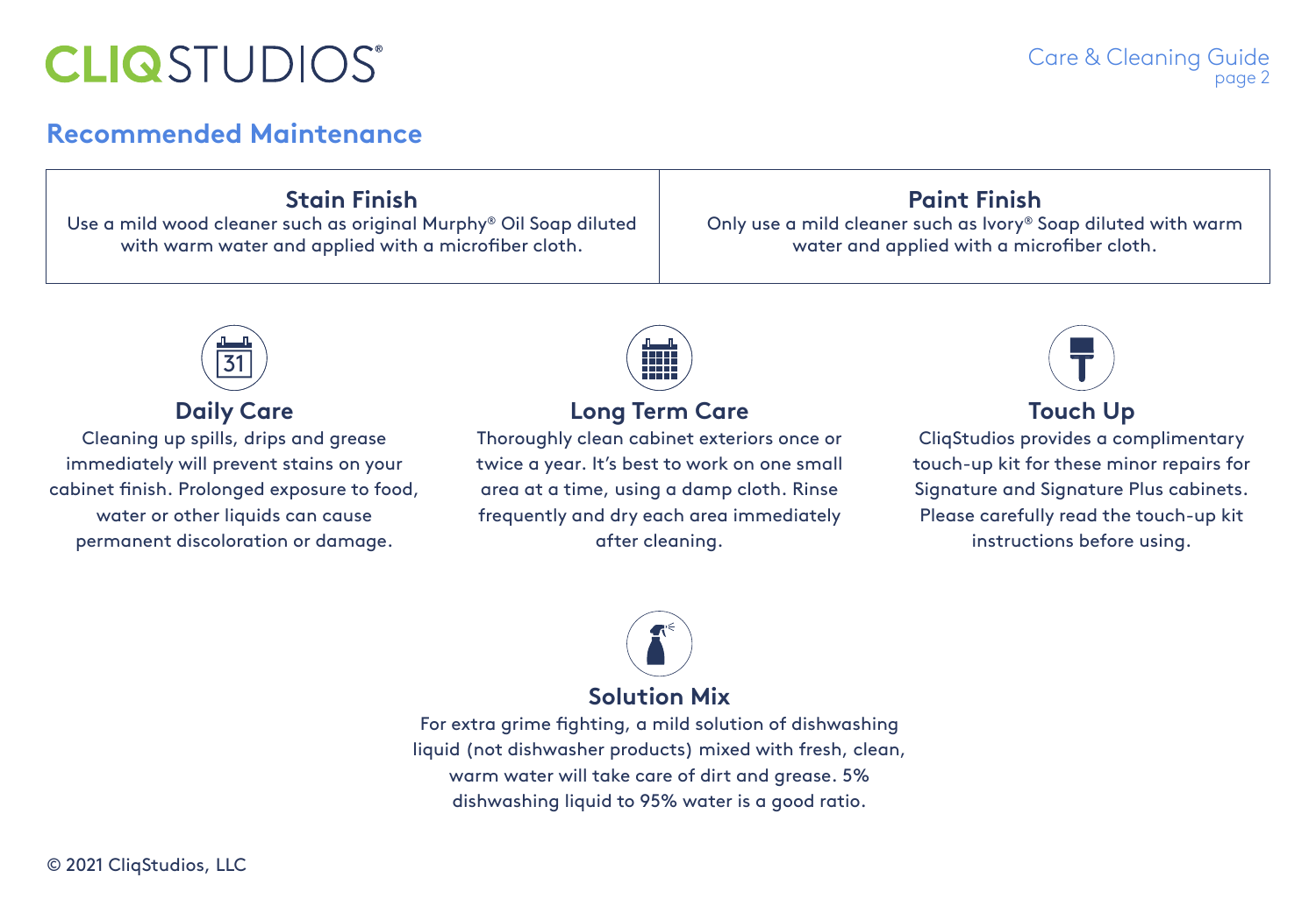## Recommended Maintenance

| Stain Finish | Paint Finish |
| --- | --- |
| Use a mild wood cleaner such as original Murphy® Oil Soap diluted with warm water and applied with a microfiber cloth. | Only use a mild cleaner such as Ivory® Soap diluted with warm water and applied with a microfiber cloth. |

### Daily Care

Cleaning up spills, drips and grease immediately will prevent stains on your cabinet finish. Prolonged exposure to food, water or other liquids can cause permanent discoloration or damage.

### Long Term Care

Thoroughly clean cabinet exteriors once or twice a year. It's best to work on one small area at a time, using a damp cloth. Rinse frequently and dry each area immediately after cleaning.

### Touch Up

CliqStudios provides a complimentary touch-up kit for these minor repairs for Signature and Signature Plus cabinets. Please carefully read the touch-up kit instructions before using.

### Solution Mix

For extra grime fighting, a mild solution of dishwashing liquid (not dishwasher products) mixed with fresh, clean, warm water will take care of dirt and grease. 5% dishwashing liquid to 95% water is a good ratio.

© 2021 CliqStudios, LLC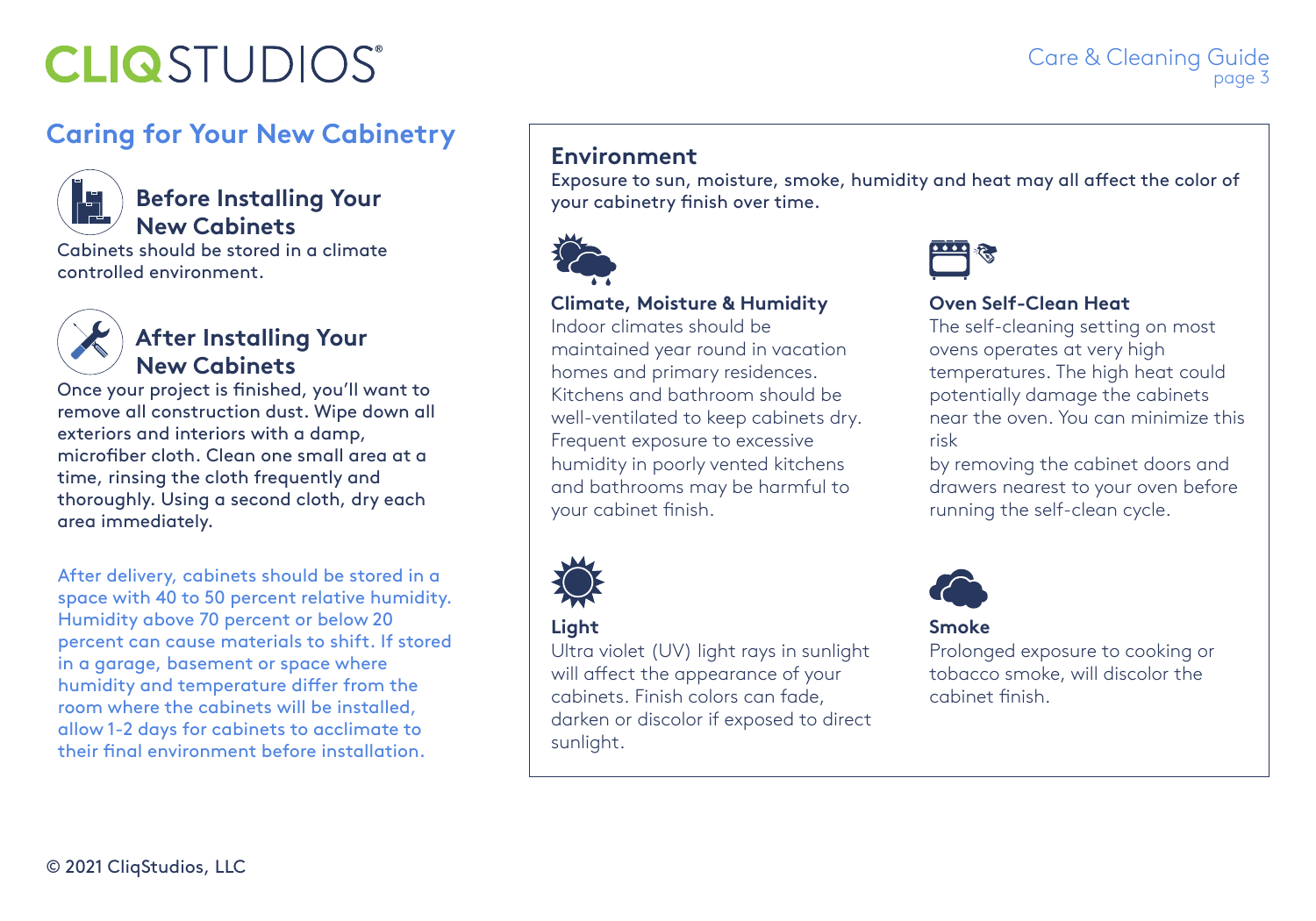# Caring for Your New Cabinetry

### Before Installing Your New Cabinets

Cabinets should be stored in a climate controlled environment.

### After Installing Your New Cabinets

Once your project is finished, you'll want to remove all construction dust. Wipe down all exteriors and interiors with a damp, microfiber cloth. Clean one small area at a time, rinsing the cloth frequently and thoroughly. Using a second cloth, dry each area immediately.

After delivery, cabinets should be stored in a space with 40 to 50 percent relative humidity. Humidity above 70 percent or below 20 percent can cause materials to shift. If stored in a garage, basement or space where humidity and temperature differ from the room where the cabinets will be installed, allow 1-2 days for cabinets to acclimate to their final environment before installation.

## Environment

Exposure to sun, moisture, smoke, humidity and heat may all affect the color of your cabinetry finish over time.

**Climate, Moisture & Humidity**

Indoor climates should be maintained year round in vacation homes and primary residences. Kitchens and bathroom should be well-ventilated to keep cabinets dry. Frequent exposure to excessive humidity in poorly vented kitchens and bathrooms may be harmful to your cabinet finish.

**Oven Self-Clean Heat**

The self-cleaning setting on most ovens operates at very high temperatures. The high heat could potentially damage the cabinets near the oven. You can minimize this risk by removing the cabinet doors and drawers nearest to your oven before running the self-clean cycle.

**Light**

Ultra violet (UV) light rays in sunlight will affect the appearance of your cabinets. Finish colors can fade, darken or discolor if exposed to direct sunlight.

**Smoke**

Prolonged exposure to cooking or tobacco smoke, will discolor the cabinet finish.

© 2021 CliqStudios, LLC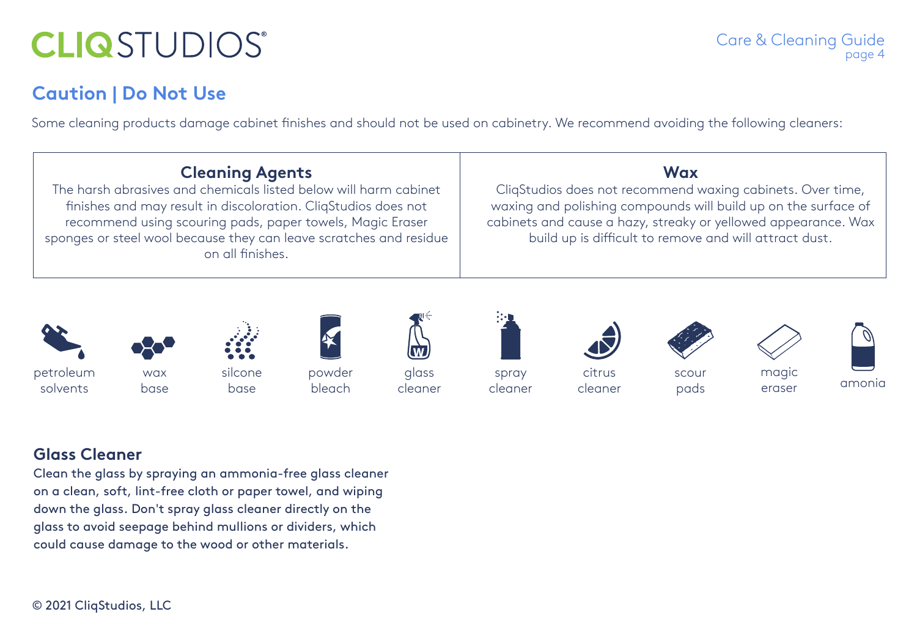## Caution | Do Not Use

Some cleaning products damage cabinet finishes and should not be used on cabinetry. We recommend avoiding the following cleaners:

| Cleaning Agents | Wax |
|---|---|
| The harsh abrasives and chemicals listed below will harm cabinet finishes and may result in discoloration. CliqStudios does not recommend using scouring pads, paper towels, Magic Eraser sponges or steel wool because they can leave scratches and residue on all finishes. | CliqStudios does not recommend waxing cabinets. Over time, waxing and polishing compounds will build up on the surface of cabinets and cause a hazy, streaky or yellowed appearance. Wax build up is difficult to remove and will attract dust. |

petroleum solvents

wax base

silcone base

powder bleach

glass cleaner

spray cleaner

citrus cleaner

scour pads

magic eraser

amonia

### Glass Cleaner

Clean the glass by spraying an ammonia-free glass cleaner on a clean, soft, lint-free cloth or paper towel, and wiping down the glass. Don't spray glass cleaner directly on the glass to avoid seepage behind mullions or dividers, which could cause damage to the wood or other materials.

© 2021 CliqStudios, LLC